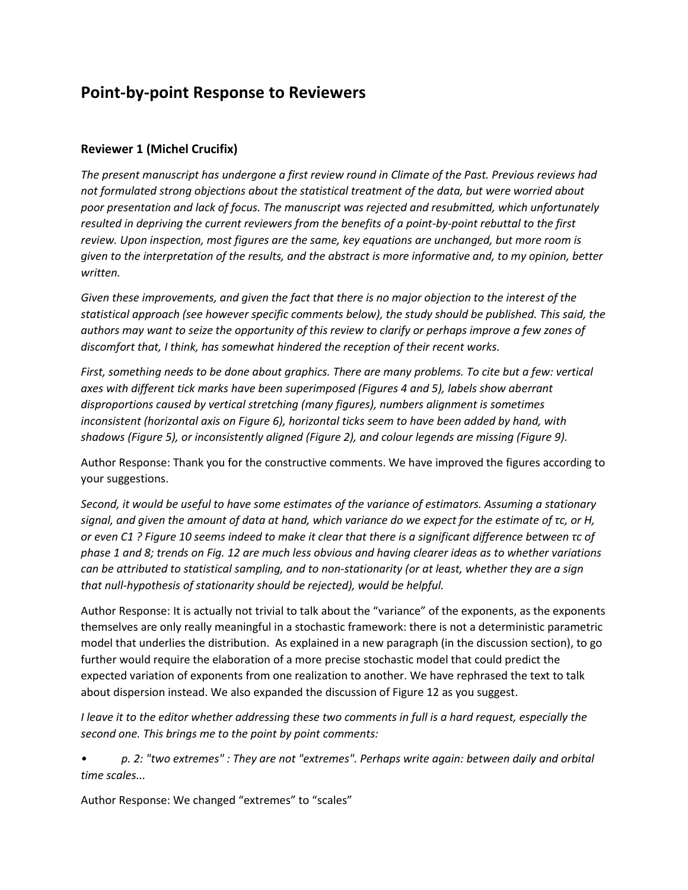# Point-by-point Response to Reviewers

## Reviewer 1 (Michel Crucifix)

*The present manuscript has undergone a first review round in Climate of the Past. Previous reviews had not formulated strong objections about the statistical treatment of the data, but were worried about poor presentation and lack of focus. The manuscript was rejected and resubmitted, which unfortunately resulted in depriving the current reviewers from the benefits of a point-by-point rebuttal to the first review. Upon inspection, most figures are the same, key equations are unchanged, but more room is given to the interpretation of the results, and the abstract is more informative and, to my opinion, better written.*

*Given these improvements, and given the fact that there is no major objection to the interest of the statistical approach (see however specific comments below), the study should be published. This said, the authors may want to seize the opportunity of this review to clarify or perhaps improve a few zones of discomfort that, I think, has somewhat hindered the reception of their recent works.*

*First, something needs to be done about graphics. There are many problems. To cite but a few: vertical axes with different tick marks have been superimposed (Figures 4 and 5), labels show aberrant disproportions caused by vertical stretching (many figures), numbers alignment is sometimes inconsistent (horizontal axis on Figure 6), horizontal ticks seem to have been added by hand, with shadows (Figure 5), or inconsistently aligned (Figure 2), and colour legends are missing (Figure 9).*

Author Response: Thank you for the constructive comments. We have improved the figures according to your suggestions.

*Second, it would be useful to have some estimates of the variance of estimators. Assuming a stationary signal, and given the amount of data at hand, which variance do we expect for the estimate of $\tau_c$, or $H$, or even $C_1$ ? Figure 10 seems indeed to make it clear that there is a significant difference between $\tau_c$ of phase 1 and 8; trends on Fig. 12 are much less obvious and having clearer ideas as to whether variations can be attributed to statistical sampling, and to non-stationarity (or at least, whether they are a sign that null-hypothesis of stationarity should be rejected), would be helpful.*

Author Response: It is actually not trivial to talk about the "variance" of the exponents, as the exponents themselves are only really meaningful in a stochastic framework: there is not a deterministic parametric model that underlies the distribution. As explained in a new paragraph (in the discussion section), to go further would require the elaboration of a more precise stochastic model that could predict the expected variation of exponents from one realization to another. We have rephrased the text to talk about dispersion instead. We also expanded the discussion of Figure 12 as you suggest.

*I leave it to the editor whether addressing these two comments in full is a hard request, especially the second one. This brings me to the point by point comments:*

- *p. 2: "two extremes" : They are not "extremes". Perhaps write again: between daily and orbital time scales...*

Author Response: We changed "extremes" to "scales"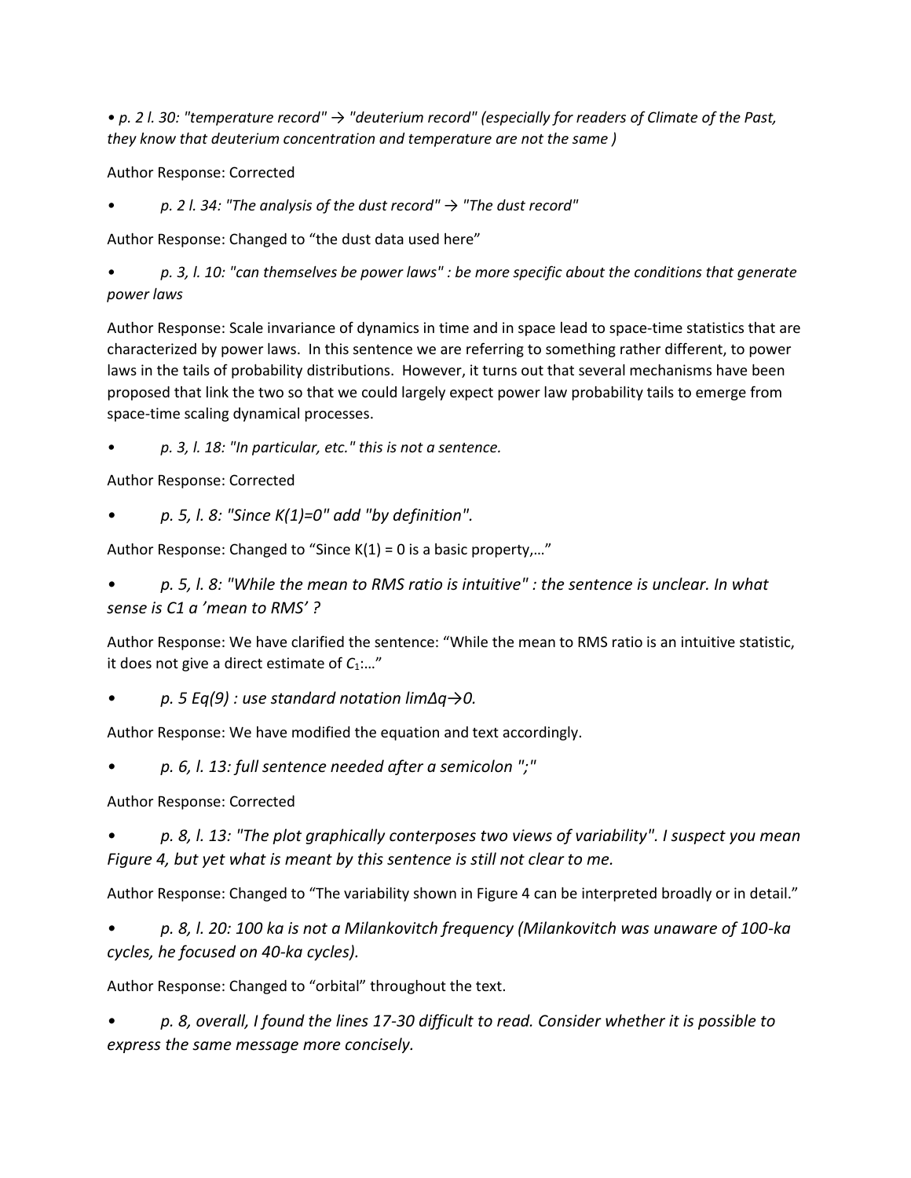- *p. 2 l. 30: "temperature record" → "deuterium record" (especially for readers of Climate of the Past, they know that deuterium concentration and temperature are not the same )*

Author Response: Corrected

- *p. 2 l. 34: "The analysis of the dust record" → "The dust record"*

Author Response: Changed to "the dust data used here"

- *p. 3, l. 10: "can themselves be power laws" : be more specific about the conditions that generate power laws*

Author Response: Scale invariance of dynamics in time and in space lead to space-time statistics that are characterized by power laws. In this sentence we are referring to something rather different, to power laws in the tails of probability distributions. However, it turns out that several mechanisms have been proposed that link the two so that we could largely expect power law probability tails to emerge from space-time scaling dynamical processes.

- *p. 3, l. 18: "In particular, etc." this is not a sentence.*

Author Response: Corrected

- *p. 5, l. 8: "Since K(1)=0" add "by definition".*

Author Response: Changed to "Since $K(1) = 0$ is a basic property,…"

- *p. 5, l. 8: "While the mean to RMS ratio is intuitive" : the sentence is unclear. In what sense is C1 a 'mean to RMS' ?*

Author Response: We have clarified the sentence: "While the mean to RMS ratio is an intuitive statistic, it does not give a direct estimate of $C_1$:…"

- *p. 5 Eq(9) : use standard notation $\lim_{\Delta q \to 0}$.*

Author Response: We have modified the equation and text accordingly.

- *p. 6, l. 13: full sentence needed after a semicolon ";"*

Author Response: Corrected

- *p. 8, l. 13: "The plot graphically conterposes two views of variability". I suspect you mean Figure 4, but yet what is meant by this sentence is still not clear to me.*

Author Response: Changed to "The variability shown in Figure 4 can be interpreted broadly or in detail."

- *p. 8, l. 20: 100 ka is not a Milankovitch frequency (Milankovitch was unaware of 100-ka cycles, he focused on 40-ka cycles).*

Author Response: Changed to "orbital" throughout the text.

- *p. 8, overall, I found the lines 17-30 difficult to read. Consider whether it is possible to express the same message more concisely.*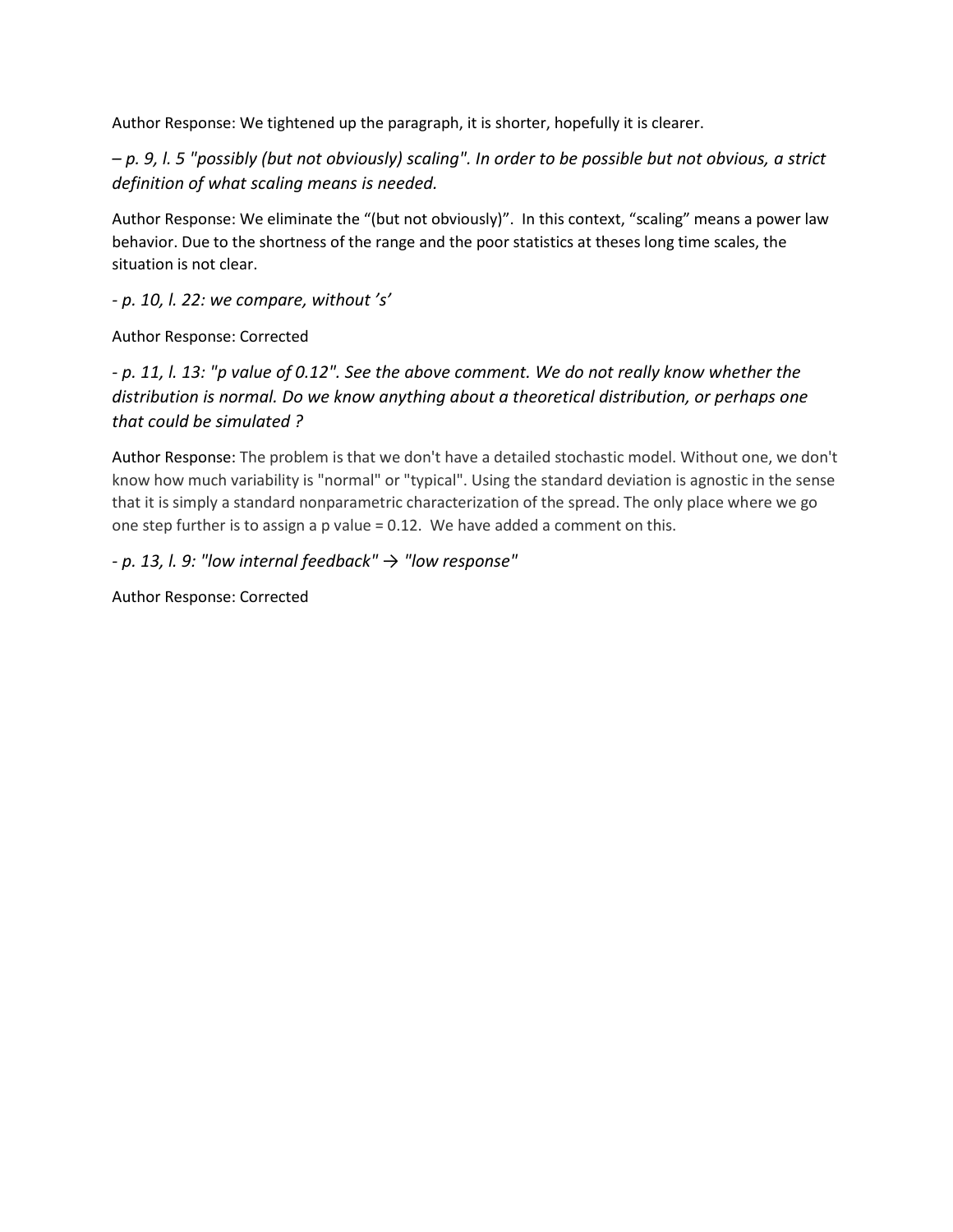Author Response: We tightened up the paragraph, it is shorter, hopefully it is clearer.

*– p. 9, l. 5 "possibly (but not obviously) scaling". In order to be possible but not obvious, a strict definition of what scaling means is needed.*

Author Response: We eliminate the "(but not obviously)". In this context, "scaling" means a power law behavior. Due to the shortness of the range and the poor statistics at theses long time scales, the situation is not clear.

*- p. 10, l. 22: we compare, without 's'*

Author Response: Corrected

*- p. 11, l. 13: "p value of 0.12". See the above comment. We do not really know whether the distribution is normal. Do we know anything about a theoretical distribution, or perhaps one that could be simulated ?*

Author Response: The problem is that we don't have a detailed stochastic model. Without one, we don't know how much variability is "normal" or "typical". Using the standard deviation is agnostic in the sense that it is simply a standard nonparametric characterization of the spread. The only place where we go one step further is to assign a p value = 0.12. We have added a comment on this.

*- p. 13, l. 9: "low internal feedback" → "low response"*

Author Response: Corrected